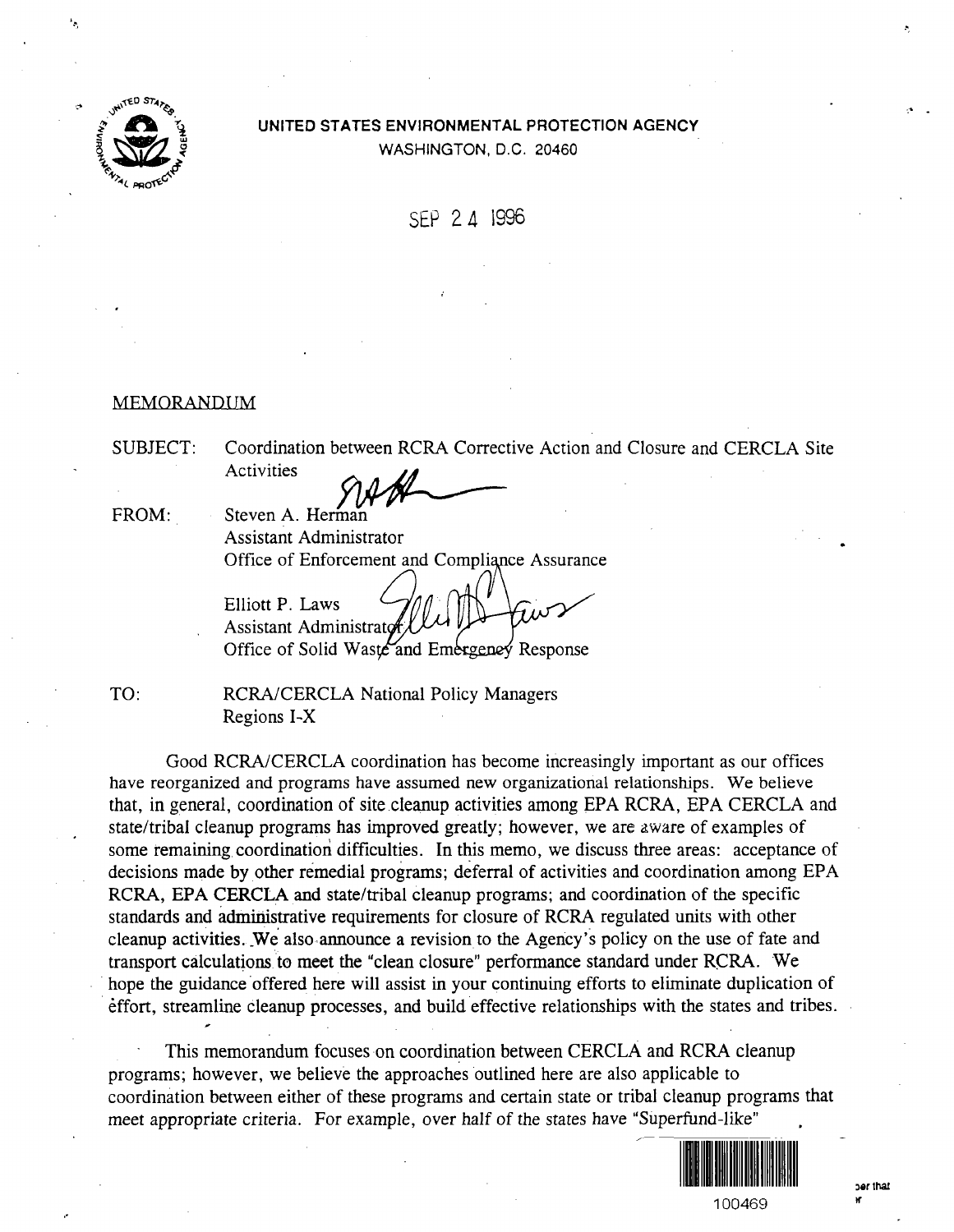UNITED STATES ENVIRONMENTAL PROTECTION AGENCY
WASHINGTON, D.C. 20460

SEP 24 1996

MEMORANDUM

SUBJECT: Coordination between RCRA Corrective Action and Closure and CERCLA Site Activities

FROM: Steven A. Herman
Assistant Administrator
Office of Enforcement and Compliance Assurance

Elliott P. Laws
Assistant Administrator
Office of Solid Waste and Emergency Response

TO: RCRA/CERCLA National Policy Managers
Regions I-X

Good RCRA/CERCLA coordination has become increasingly important as our offices have reorganized and programs have assumed new organizational relationships. We believe that, in general, coordination of site cleanup activities among EPA RCRA, EPA CERCLA and state/tribal cleanup programs has improved greatly; however, we are aware of examples of some remaining coordination difficulties. In this memo, we discuss three areas: acceptance of decisions made by other remedial programs; deferral of activities and coordination among EPA RCRA, EPA CERCLA and state/tribal cleanup programs; and coordination of the specific standards and administrative requirements for closure of RCRA regulated units with other cleanup activities. We also announce a revision to the Agency's policy on the use of fate and transport calculations to meet the "clean closure" performance standard under RCRA. We hope the guidance offered here will assist in your continuing efforts to eliminate duplication of effort, streamline cleanup processes, and build effective relationships with the states and tribes.

This memorandum focuses on coordination between CERCLA and RCRA cleanup programs; however, we believe the approaches outlined here are also applicable to coordination between either of these programs and certain state or tribal cleanup programs that meet appropriate criteria. For example, over half of the states have "Superfund-like"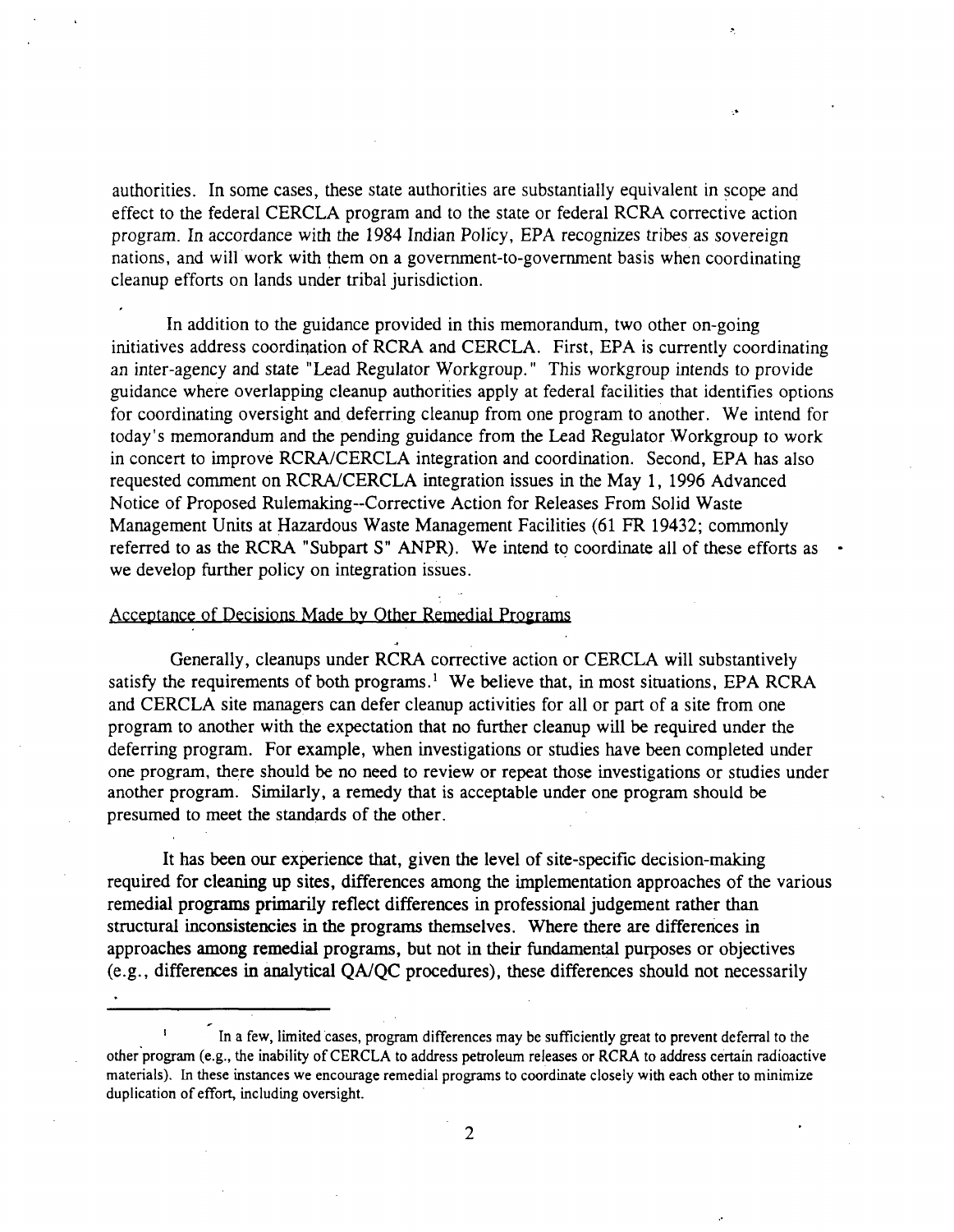authorities. In some cases, these state authorities are substantially equivalent in scope and effect to the federal CERCLA program and to the state or federal RCRA corrective action program. In accordance with the 1984 Indian Policy, EPA recognizes tribes as sovereign nations, and will work with them on a government-to-government basis when coordinating cleanup efforts on lands under tribal jurisdiction.

In addition to the guidance provided in this memorandum, two other on-going initiatives address coordination of RCRA and CERCLA. First, EPA is currently coordinating an inter-agency and state "Lead Regulator Workgroup." This workgroup intends to provide guidance where overlapping cleanup authorities apply at federal facilities that identifies options for coordinating oversight and deferring cleanup from one program to another. We intend for today's memorandum and the pending guidance from the Lead Regulator Workgroup to work in concert to improve RCRA/CERCLA integration and coordination. Second, EPA has also requested comment on RCRA/CERCLA integration issues in the May 1, 1996 Advanced Notice of Proposed Rulemaking--Corrective Action for Releases From Solid Waste Management Units at Hazardous Waste Management Facilities (61 FR 19432; commonly referred to as the RCRA "Subpart S" ANPR). We intend to coordinate all of these efforts as we develop further policy on integration issues.

## Acceptance of Decisions Made by Other Remedial Programs

Generally, cleanups under RCRA corrective action or CERCLA will substantively satisfy the requirements of both programs.[1] We believe that, in most situations, EPA RCRA and CERCLA site managers can defer cleanup activities for all or part of a site from one program to another with the expectation that no further cleanup will be required under the deferring program. For example, when investigations or studies have been completed under one program, there should be no need to review or repeat those investigations or studies under another program. Similarly, a remedy that is acceptable under one program should be presumed to meet the standards of the other.

It has been our experience that, given the level of site-specific decision-making required for cleaning up sites, differences among the implementation approaches of the various remedial programs primarily reflect differences in professional judgement rather than structural inconsistencies in the programs themselves. Where there are differences in approaches among remedial programs, but not in their fundamental purposes or objectives (e.g., differences in analytical QA/QC procedures), these differences should not necessarily

---

[1] In a few, limited cases, program differences may be sufficiently great to prevent deferral to the other program (e.g., the inability of CERCLA to address petroleum releases or RCRA to address certain radioactive materials). In these instances we encourage remedial programs to coordinate closely with each other to minimize duplication of effort, including oversight.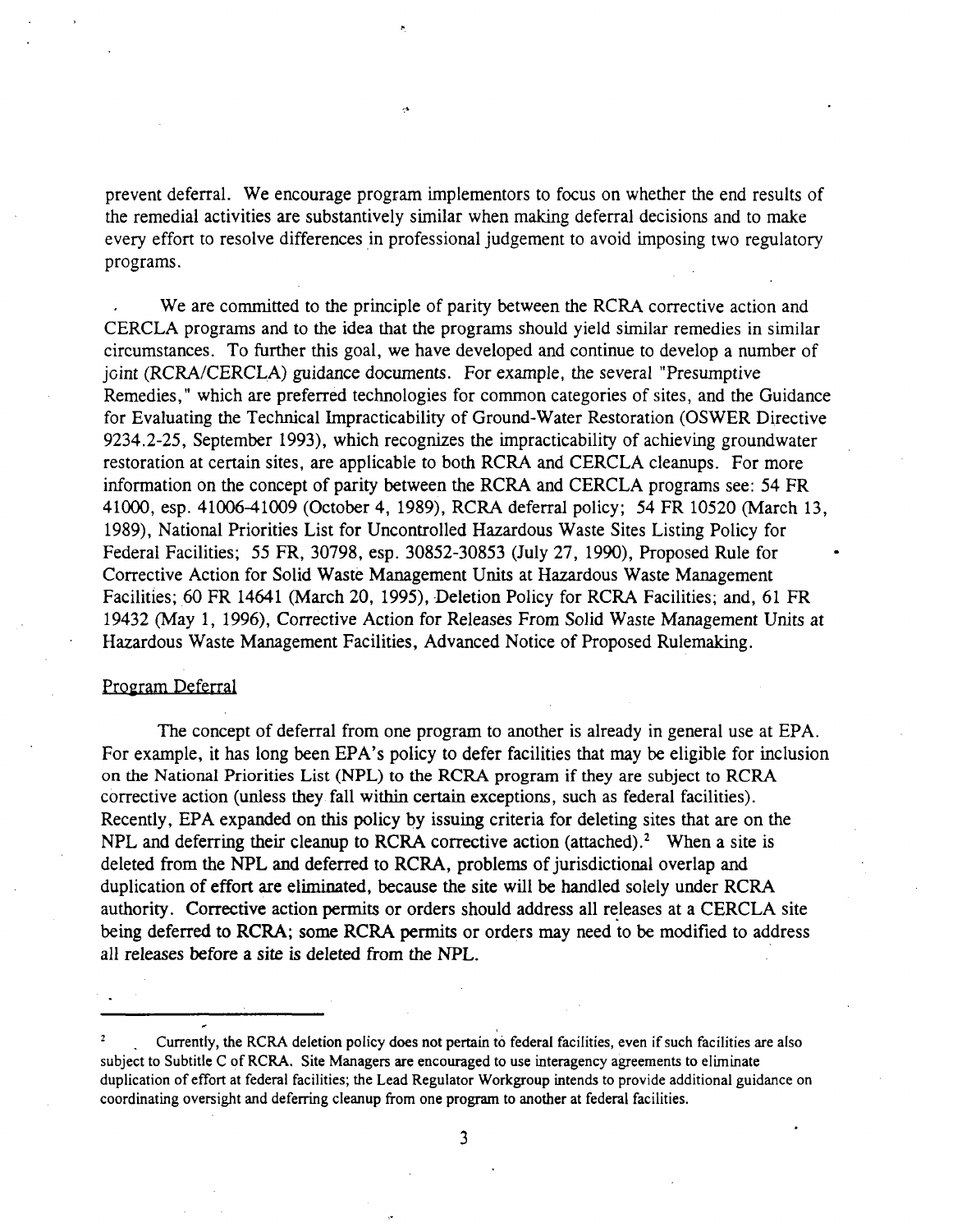prevent deferral. We encourage program implementors to focus on whether the end results of the remedial activities are substantively similar when making deferral decisions and to make every effort to resolve differences in professional judgement to avoid imposing two regulatory programs.

We are committed to the principle of parity between the RCRA corrective action and CERCLA programs and to the idea that the programs should yield similar remedies in similar circumstances. To further this goal, we have developed and continue to develop a number of joint (RCRA/CERCLA) guidance documents. For example, the several "Presumptive Remedies," which are preferred technologies for common categories of sites, and the Guidance for Evaluating the Technical Impracticability of Ground-Water Restoration (OSWER Directive 9234.2-25, September 1993), which recognizes the impracticability of achieving groundwater restoration at certain sites, are applicable to both RCRA and CERCLA cleanups. For more information on the concept of parity between the RCRA and CERCLA programs see: 54 FR 41000, esp. 41006-41009 (October 4, 1989), RCRA deferral policy; 54 FR 10520 (March 13, 1989), National Priorities List for Uncontrolled Hazardous Waste Sites Listing Policy for Federal Facilities; 55 FR, 30798, esp. 30852-30853 (July 27, 1990), Proposed Rule for Corrective Action for Solid Waste Management Units at Hazardous Waste Management Facilities; 60 FR 14641 (March 20, 1995), Deletion Policy for RCRA Facilities; and, 61 FR 19432 (May 1, 1996), Corrective Action for Releases From Solid Waste Management Units at Hazardous Waste Management Facilities, Advanced Notice of Proposed Rulemaking.

Program Deferral

The concept of deferral from one program to another is already in general use at EPA. For example, it has long been EPA's policy to defer facilities that may be eligible for inclusion on the National Priorities List (NPL) to the RCRA program if they are subject to RCRA corrective action (unless they fall within certain exceptions, such as federal facilities). Recently, EPA expanded on this policy by issuing criteria for deleting sites that are on the NPL and deferring their cleanup to RCRA corrective action (attached).[2] When a site is deleted from the NPL and deferred to RCRA, problems of jurisdictional overlap and duplication of effort are eliminated, because the site will be handled solely under RCRA authority. Corrective action permits or orders should address all releases at a CERCLA site being deferred to RCRA; some RCRA permits or orders may need to be modified to address all releases before a site is deleted from the NPL.

---

[2] Currently, the RCRA deletion policy does not pertain to federal facilities, even if such facilities are also subject to Subtitle C of RCRA. Site Managers are encouraged to use interagency agreements to eliminate duplication of effort at federal facilities; the Lead Regulator Workgroup intends to provide additional guidance on coordinating oversight and deferring cleanup from one program to another at federal facilities.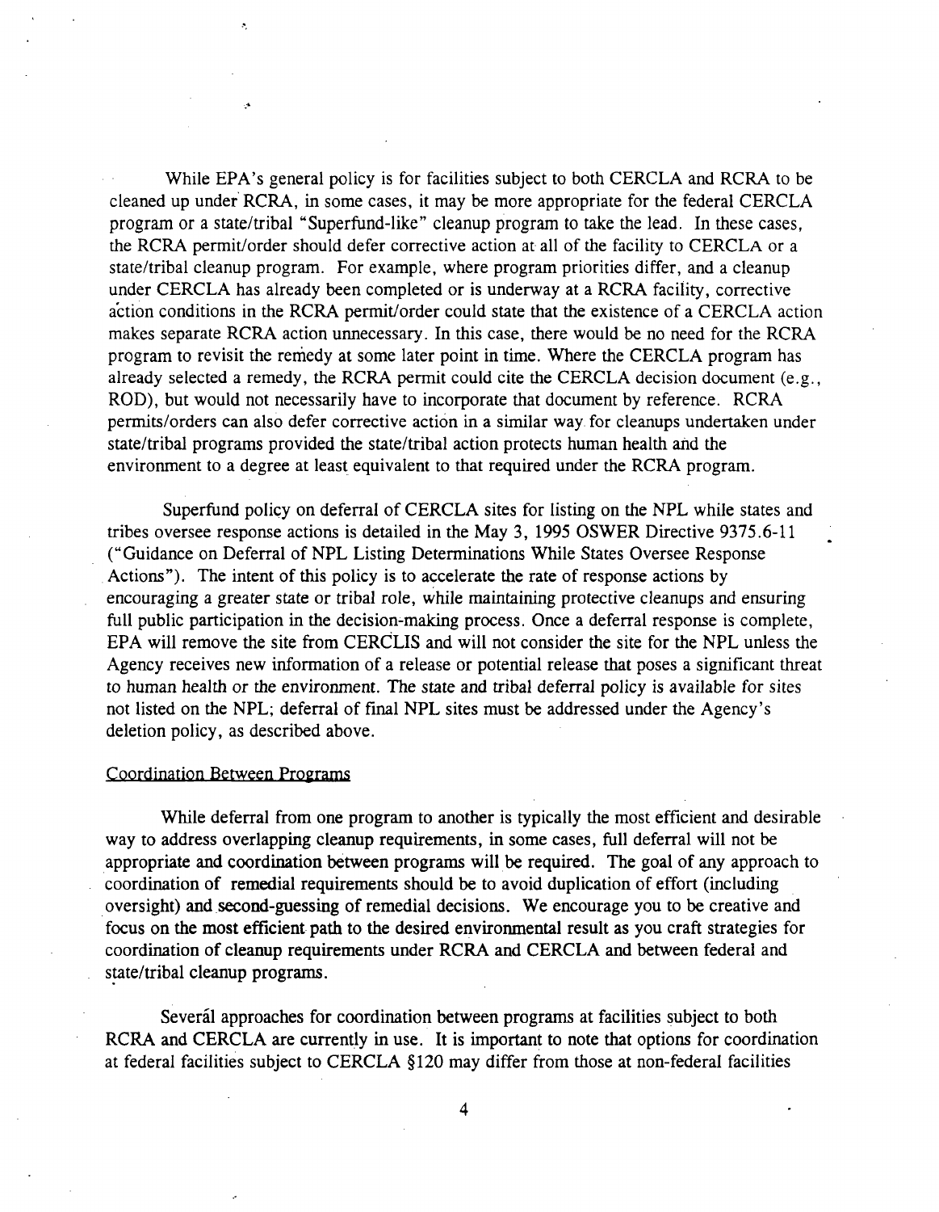While EPA's general policy is for facilities subject to both CERCLA and RCRA to be cleaned up under RCRA, in some cases, it may be more appropriate for the federal CERCLA program or a state/tribal "Superfund-like" cleanup program to take the lead. In these cases, the RCRA permit/order should defer corrective action at all of the facility to CERCLA or a state/tribal cleanup program. For example, where program priorities differ, and a cleanup under CERCLA has already been completed or is underway at a RCRA facility, corrective action conditions in the RCRA permit/order could state that the existence of a CERCLA action makes separate RCRA action unnecessary. In this case, there would be no need for the RCRA program to revisit the remedy at some later point in time. Where the CERCLA program has already selected a remedy, the RCRA permit could cite the CERCLA decision document (e.g., ROD), but would not necessarily have to incorporate that document by reference. RCRA permits/orders can also defer corrective action in a similar way for cleanups undertaken under state/tribal programs provided the state/tribal action protects human health and the environment to a degree at least equivalent to that required under the RCRA program.

Superfund policy on deferral of CERCLA sites for listing on the NPL while states and tribes oversee response actions is detailed in the May 3, 1995 OSWER Directive 9375.6-11 ("Guidance on Deferral of NPL Listing Determinations While States Oversee Response Actions"). The intent of this policy is to accelerate the rate of response actions by encouraging a greater state or tribal role, while maintaining protective cleanups and ensuring full public participation in the decision-making process. Once a deferral response is complete, EPA will remove the site from CERCLIS and will not consider the site for the NPL unless the Agency receives new information of a release or potential release that poses a significant threat to human health or the environment. The state and tribal deferral policy is available for sites not listed on the NPL; deferral of final NPL sites must be addressed under the Agency's deletion policy, as described above.

Coordination Between Programs

While deferral from one program to another is typically the most efficient and desirable way to address overlapping cleanup requirements, in some cases, full deferral will not be appropriate and coordination between programs will be required. The goal of any approach to coordination of remedial requirements should be to avoid duplication of effort (including oversight) and second-guessing of remedial decisions. We encourage you to be creative and focus on the most efficient path to the desired environmental result as you craft strategies for coordination of cleanup requirements under RCRA and CERCLA and between federal and state/tribal cleanup programs.

Several approaches for coordination between programs at facilities subject to both RCRA and CERCLA are currently in use. It is important to note that options for coordination at federal facilities subject to CERCLA §120 may differ from those at non-federal facilities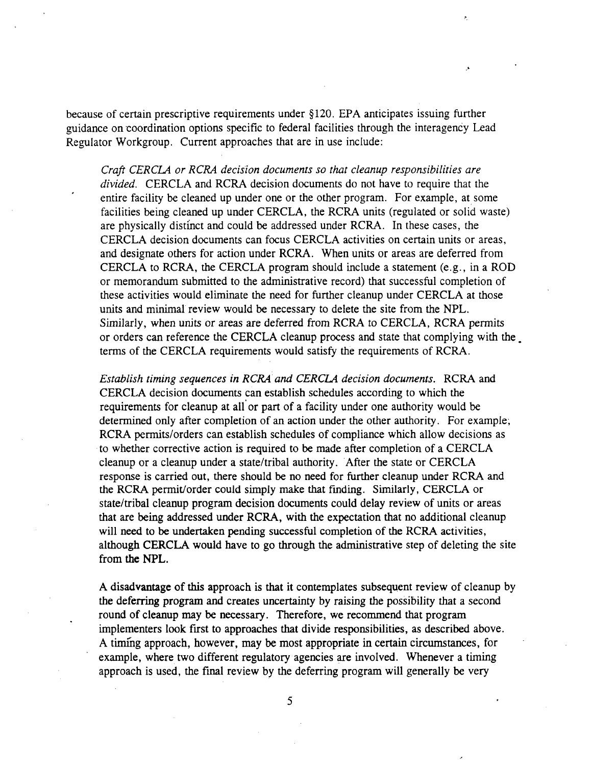because of certain prescriptive requirements under §120. EPA anticipates issuing further guidance on coordination options specific to federal facilities through the interagency Lead Regulator Workgroup. Current approaches that are in use include:

*Craft CERCLA or RCRA decision documents so that cleanup responsibilities are divided.* CERCLA and RCRA decision documents do not have to require that the entire facility be cleaned up under one or the other program. For example, at some facilities being cleaned up under CERCLA, the RCRA units (regulated or solid waste) are physically distinct and could be addressed under RCRA. In these cases, the CERCLA decision documents can focus CERCLA activities on certain units or areas, and designate others for action under RCRA. When units or areas are deferred from CERCLA to RCRA, the CERCLA program should include a statement (e.g., in a ROD or memorandum submitted to the administrative record) that successful completion of these activities would eliminate the need for further cleanup under CERCLA at those units and minimal review would be necessary to delete the site from the NPL. Similarly, when units or areas are deferred from RCRA to CERCLA, RCRA permits or orders can reference the CERCLA cleanup process and state that complying with the terms of the CERCLA requirements would satisfy the requirements of RCRA.

*Establish timing sequences in RCRA and CERCLA decision documents.* RCRA and CERCLA decision documents can establish schedules according to which the requirements for cleanup at all or part of a facility under one authority would be determined only after completion of an action under the other authority. For example, RCRA permits/orders can establish schedules of compliance which allow decisions as to whether corrective action is required to be made after completion of a CERCLA cleanup or a cleanup under a state/tribal authority. After the state or CERCLA response is carried out, there should be no need for further cleanup under RCRA and the RCRA permit/order could simply make that finding. Similarly, CERCLA or state/tribal cleanup program decision documents could delay review of units or areas that are being addressed under RCRA, with the expectation that no additional cleanup will need to be undertaken pending successful completion of the RCRA activities, although CERCLA would have to go through the administrative step of deleting the site from the NPL.

A disadvantage of this approach is that it contemplates subsequent review of cleanup by the deferring program and creates uncertainty by raising the possibility that a second round of cleanup may be necessary. Therefore, we recommend that program implementers look first to approaches that divide responsibilities, as described above. A timing approach, however, may be most appropriate in certain circumstances, for example, where two different regulatory agencies are involved. Whenever a timing approach is used, the final review by the deferring program will generally be very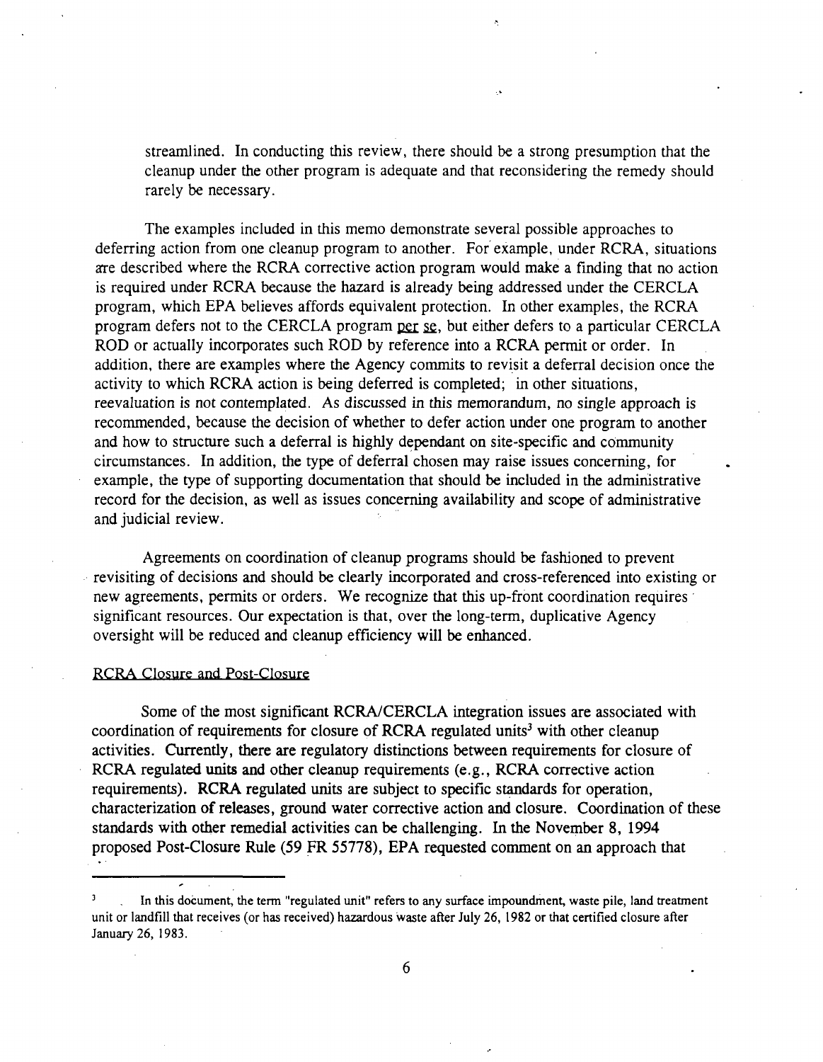streamlined. In conducting this review, there should be a strong presumption that the cleanup under the other program is adequate and that reconsidering the remedy should rarely be necessary.

The examples included in this memo demonstrate several possible approaches to deferring action from one cleanup program to another. For example, under RCRA, situations are described where the RCRA corrective action program would make a finding that no action is required under RCRA because the hazard is already being addressed under the CERCLA program, which EPA believes affords equivalent protection. In other examples, the RCRA program defers not to the CERCLA program *per se*, but either defers to a particular CERCLA ROD or actually incorporates such ROD by reference into a RCRA permit or order. In addition, there are examples where the Agency commits to revisit a deferral decision once the activity to which RCRA action is being deferred is completed; in other situations, reevaluation is not contemplated. As discussed in this memorandum, no single approach is recommended, because the decision of whether to defer action under one program to another and how to structure such a deferral is highly dependant on site-specific and community circumstances. In addition, the type of deferral chosen may raise issues concerning, for example, the type of supporting documentation that should be included in the administrative record for the decision, as well as issues concerning availability and scope of administrative and judicial review.

Agreements on coordination of cleanup programs should be fashioned to prevent revisiting of decisions and should be clearly incorporated and cross-referenced into existing or new agreements, permits or orders. We recognize that this up-front coordination requires significant resources. Our expectation is that, over the long-term, duplicative Agency oversight will be reduced and cleanup efficiency will be enhanced.

RCRA Closure and Post-Closure

Some of the most significant RCRA/CERCLA integration issues are associated with coordination of requirements for closure of RCRA regulated units[3] with other cleanup activities. Currently, there are regulatory distinctions between requirements for closure of RCRA regulated units and other cleanup requirements (e.g., RCRA corrective action requirements). RCRA regulated units are subject to specific standards for operation, characterization of releases, ground water corrective action and closure. Coordination of these standards with other remedial activities can be challenging. In the November 8, 1994 proposed Post-Closure Rule (59 FR 55778), EPA requested comment on an approach that

---

[3] In this document, the term "regulated unit" refers to any surface impoundment, waste pile, land treatment unit or landfill that receives (or has received) hazardous waste after July 26, 1982 or that certified closure after January 26, 1983.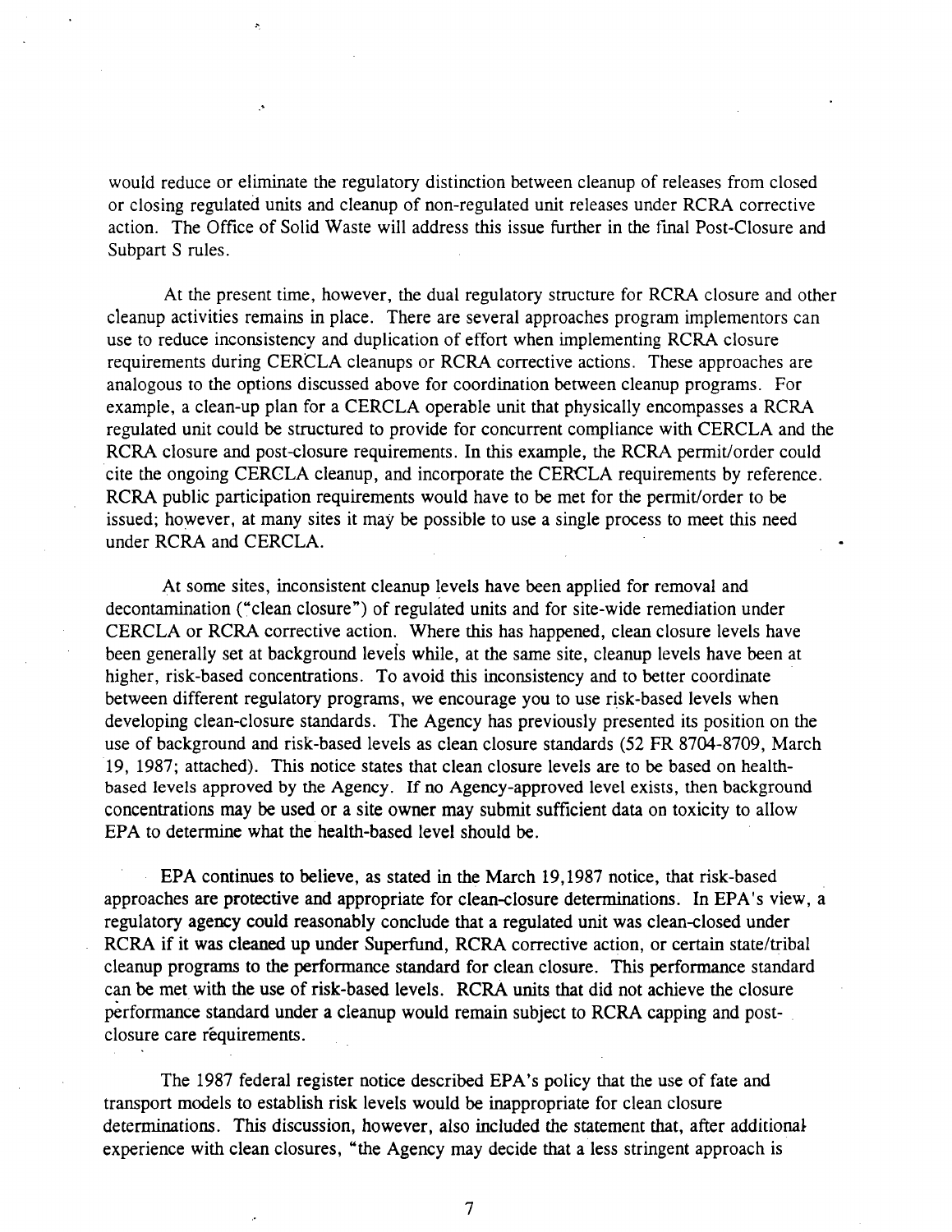would reduce or eliminate the regulatory distinction between cleanup of releases from closed or closing regulated units and cleanup of non-regulated unit releases under RCRA corrective action. The Office of Solid Waste will address this issue further in the final Post-Closure and Subpart S rules.

At the present time, however, the dual regulatory structure for RCRA closure and other cleanup activities remains in place. There are several approaches program implementors can use to reduce inconsistency and duplication of effort when implementing RCRA closure requirements during CERCLA cleanups or RCRA corrective actions. These approaches are analogous to the options discussed above for coordination between cleanup programs. For example, a clean-up plan for a CERCLA operable unit that physically encompasses a RCRA regulated unit could be structured to provide for concurrent compliance with CERCLA and the RCRA closure and post-closure requirements. In this example, the RCRA permit/order could cite the ongoing CERCLA cleanup, and incorporate the CERCLA requirements by reference. RCRA public participation requirements would have to be met for the permit/order to be issued; however, at many sites it may be possible to use a single process to meet this need under RCRA and CERCLA.

At some sites, inconsistent cleanup levels have been applied for removal and decontamination ("clean closure") of regulated units and for site-wide remediation under CERCLA or RCRA corrective action. Where this has happened, clean closure levels have been generally set at background levels while, at the same site, cleanup levels have been at higher, risk-based concentrations. To avoid this inconsistency and to better coordinate between different regulatory programs, we encourage you to use risk-based levels when developing clean-closure standards. The Agency has previously presented its position on the use of background and risk-based levels as clean closure standards (52 FR 8704-8709, March 19, 1987; attached). This notice states that clean closure levels are to be based on health-based levels approved by the Agency. If no Agency-approved level exists, then background concentrations may be used or a site owner may submit sufficient data on toxicity to allow EPA to determine what the health-based level should be.

EPA continues to believe, as stated in the March 19,1987 notice, that risk-based approaches are protective and appropriate for clean-closure determinations. In EPA's view, a regulatory agency could reasonably conclude that a regulated unit was clean-closed under RCRA if it was cleaned up under Superfund, RCRA corrective action, or certain state/tribal cleanup programs to the performance standard for clean closure. This performance standard can be met with the use of risk-based levels. RCRA units that did not achieve the closure performance standard under a cleanup would remain subject to RCRA capping and post-closure care requirements.

The 1987 federal register notice described EPA's policy that the use of fate and transport models to establish risk levels would be inappropriate for clean closure determinations. This discussion, however, also included the statement that, after additional experience with clean closures, "the Agency may decide that a less stringent approach is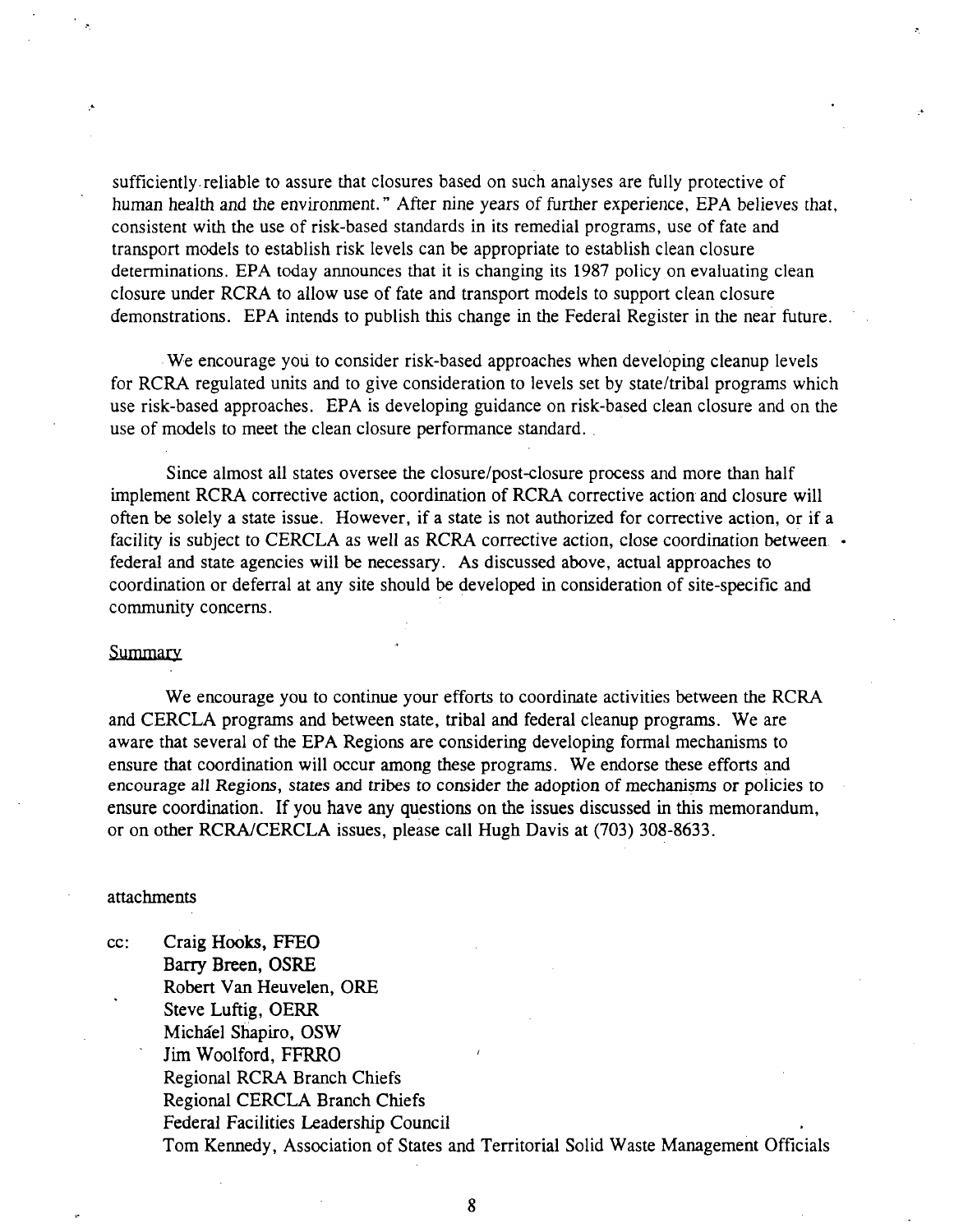sufficiently reliable to assure that closures based on such analyses are fully protective of human health and the environment." After nine years of further experience, EPA believes that, consistent with the use of risk-based standards in its remedial programs, use of fate and transport models to establish risk levels can be appropriate to establish clean closure determinations. EPA today announces that it is changing its 1987 policy on evaluating clean closure under RCRA to allow use of fate and transport models to support clean closure demonstrations. EPA intends to publish this change in the Federal Register in the near future.

We encourage you to consider risk-based approaches when developing cleanup levels for RCRA regulated units and to give consideration to levels set by state/tribal programs which use risk-based approaches. EPA is developing guidance on risk-based clean closure and on the use of models to meet the clean closure performance standard.

Since almost all states oversee the closure/post-closure process and more than half implement RCRA corrective action, coordination of RCRA corrective action and closure will often be solely a state issue. However, if a state is not authorized for corrective action, or if a facility is subject to CERCLA as well as RCRA corrective action, close coordination between federal and state agencies will be necessary. As discussed above, actual approaches to coordination or deferral at any site should be developed in consideration of site-specific and community concerns.

## Summary

We encourage you to continue your efforts to coordinate activities between the RCRA and CERCLA programs and between state, tribal and federal cleanup programs. We are aware that several of the EPA Regions are considering developing formal mechanisms to ensure that coordination will occur among these programs. We endorse these efforts and encourage all Regions, states and tribes to consider the adoption of mechanisms or policies to ensure coordination. If you have any questions on the issues discussed in this memorandum, or on other RCRA/CERCLA issues, please call Hugh Davis at (703) 308-8633.

attachments

cc: Craig Hooks, FFEO
Barry Breen, OSRE
Robert Van Heuvelen, ORE
Steve Luftig, OERR
Michael Shapiro, OSW
Jim Woolford, FFRRO
Regional RCRA Branch Chiefs
Regional CERCLA Branch Chiefs
Federal Facilities Leadership Council
Tom Kennedy, Association of States and Territorial Solid Waste Management Officials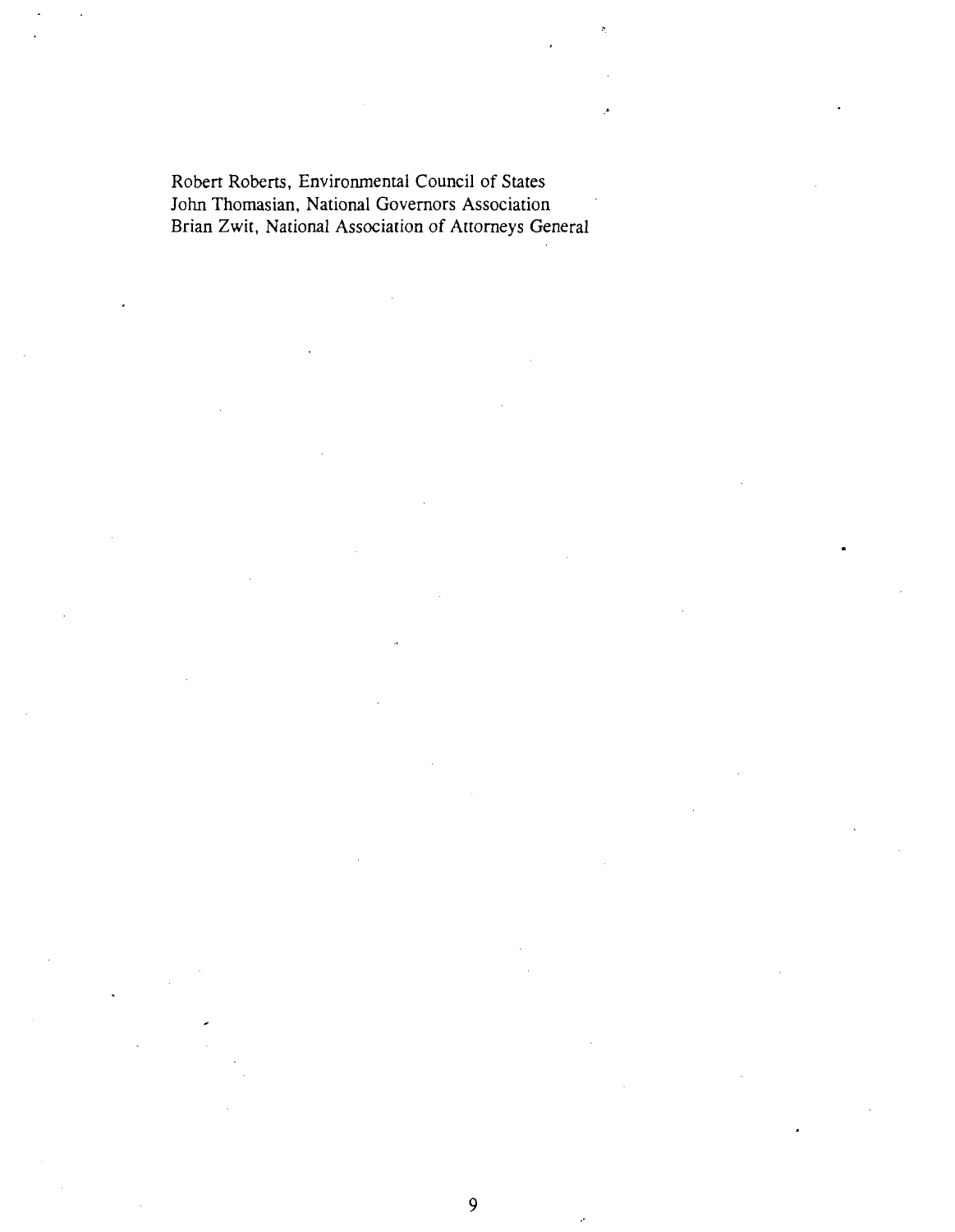Robert Roberts, Environmental Council of States
John Thomasian, National Governors Association
Brian Zwit, National Association of Attorneys General